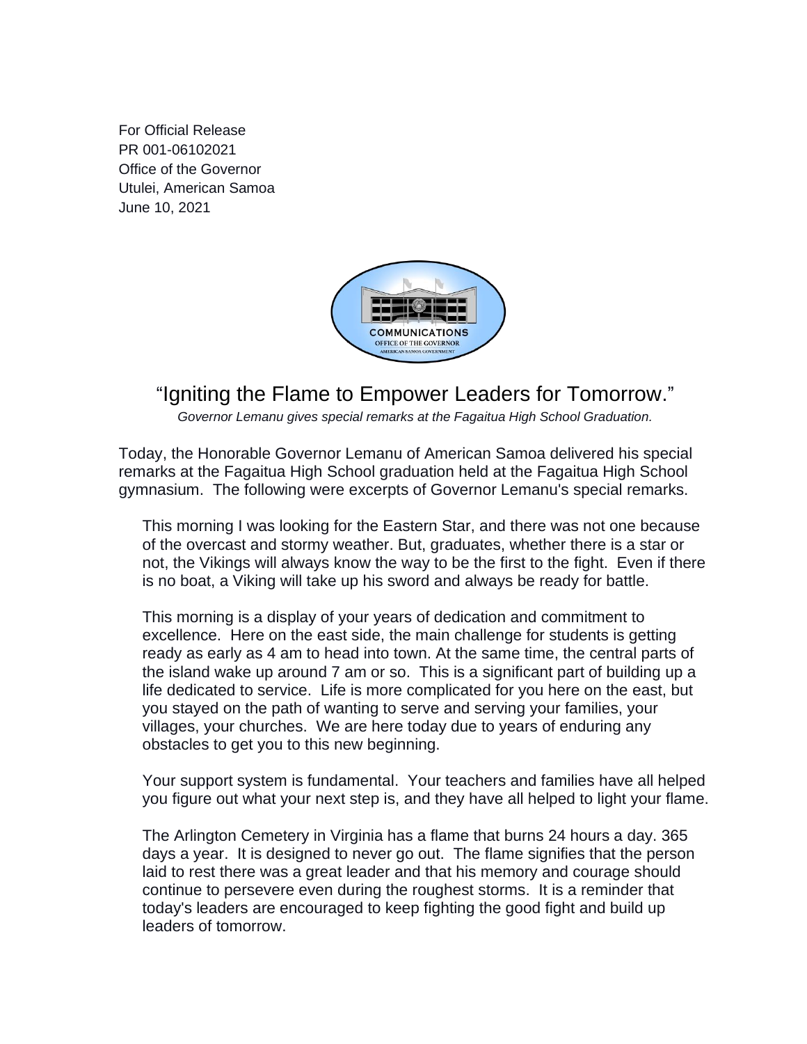For Official Release
PR 001-06102021
Office of the Governor
Utulei, American Samoa
June 10, 2021

COMMUNICATIONS
OFFICE OF THE GOVERNOR
AMERICAN SAMOA GOVERNMENT

# "Igniting the Flame to Empower Leaders for Tomorrow."

*Governor Lemanu gives special remarks at the Fagaitua High School Graduation.*

Today, the Honorable Governor Lemanu of American Samoa delivered his special remarks at the Fagaitua High School graduation held at the Fagaitua High School gymnasium. The following were excerpts of Governor Lemanu's special remarks.

> This morning I was looking for the Eastern Star, and there was not one because of the overcast and stormy weather. But, graduates, whether there is a star or not, the Vikings will always know the way to be the first to the fight. Even if there is no boat, a Viking will take up his sword and always be ready for battle.
>
> This morning is a display of your years of dedication and commitment to excellence. Here on the east side, the main challenge for students is getting ready as early as 4 am to head into town. At the same time, the central parts of the island wake up around 7 am or so. This is a significant part of building up a life dedicated to service. Life is more complicated for you here on the east, but you stayed on the path of wanting to serve and serving your families, your villages, your churches. We are here today due to years of enduring any obstacles to get you to this new beginning.
>
> Your support system is fundamental. Your teachers and families have all helped you figure out what your next step is, and they have all helped to light your flame.
>
> The Arlington Cemetery in Virginia has a flame that burns 24 hours a day. 365 days a year. It is designed to never go out. The flame signifies that the person laid to rest there was a great leader and that his memory and courage should continue to persevere even during the roughest storms. It is a reminder that today's leaders are encouraged to keep fighting the good fight and build up leaders of tomorrow.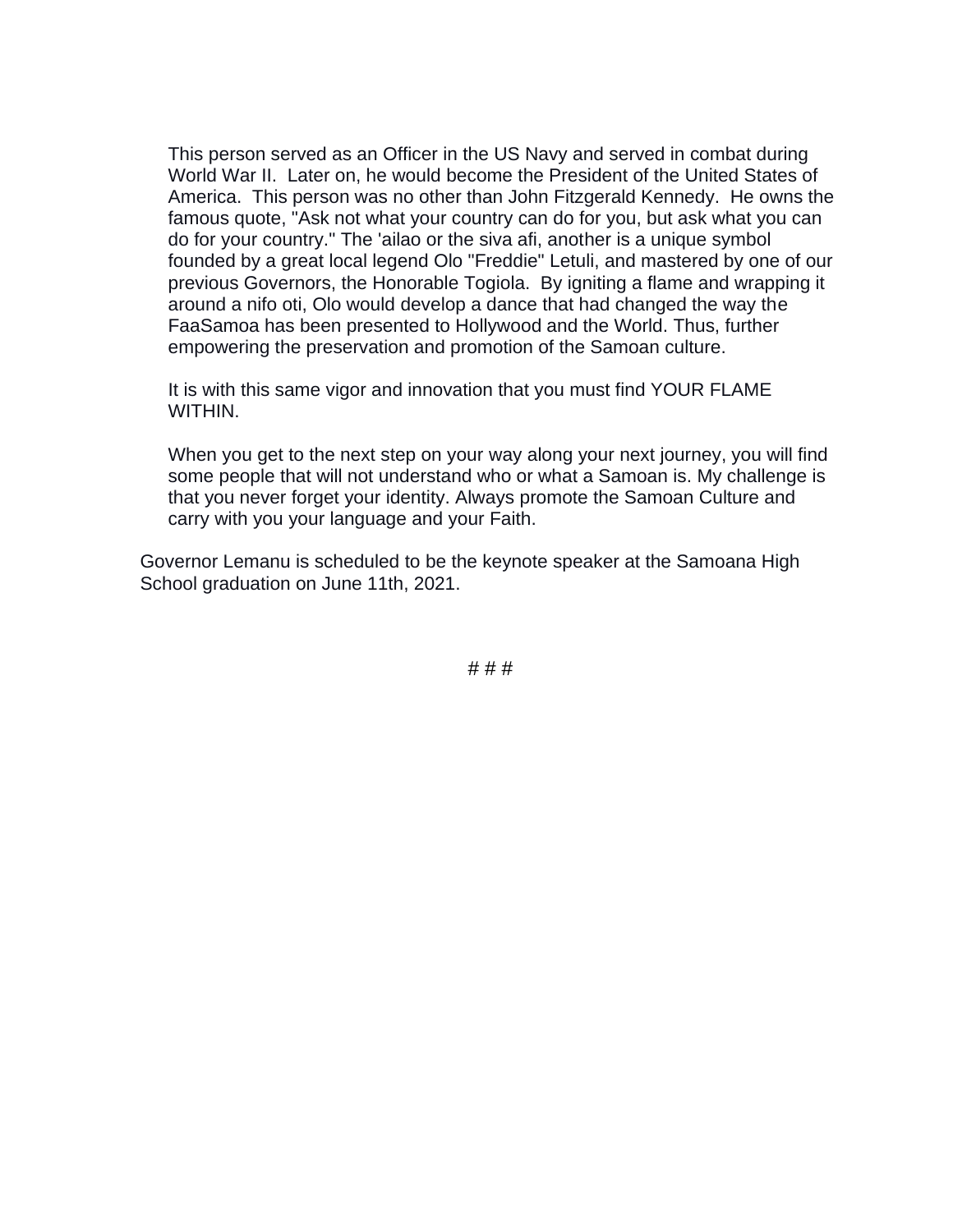This person served as an Officer in the US Navy and served in combat during World War II. Later on, he would become the President of the United States of America. This person was no other than John Fitzgerald Kennedy. He owns the famous quote, "Ask not what your country can do for you, but ask what you can do for your country." The 'ailao or the siva afi, another is a unique symbol founded by a great local legend Olo "Freddie" Letuli, and mastered by one of our previous Governors, the Honorable Togiola. By igniting a flame and wrapping it around a nifo oti, Olo would develop a dance that had changed the way the FaaSamoa has been presented to Hollywood and the World. Thus, further empowering the preservation and promotion of the Samoan culture.

It is with this same vigor and innovation that you must find YOUR FLAME WITHIN.

When you get to the next step on your way along your next journey, you will find some people that will not understand who or what a Samoan is. My challenge is that you never forget your identity. Always promote the Samoan Culture and carry with you your language and your Faith.

Governor Lemanu is scheduled to be the keynote speaker at the Samoana High School graduation on June 11th, 2021.

# # #